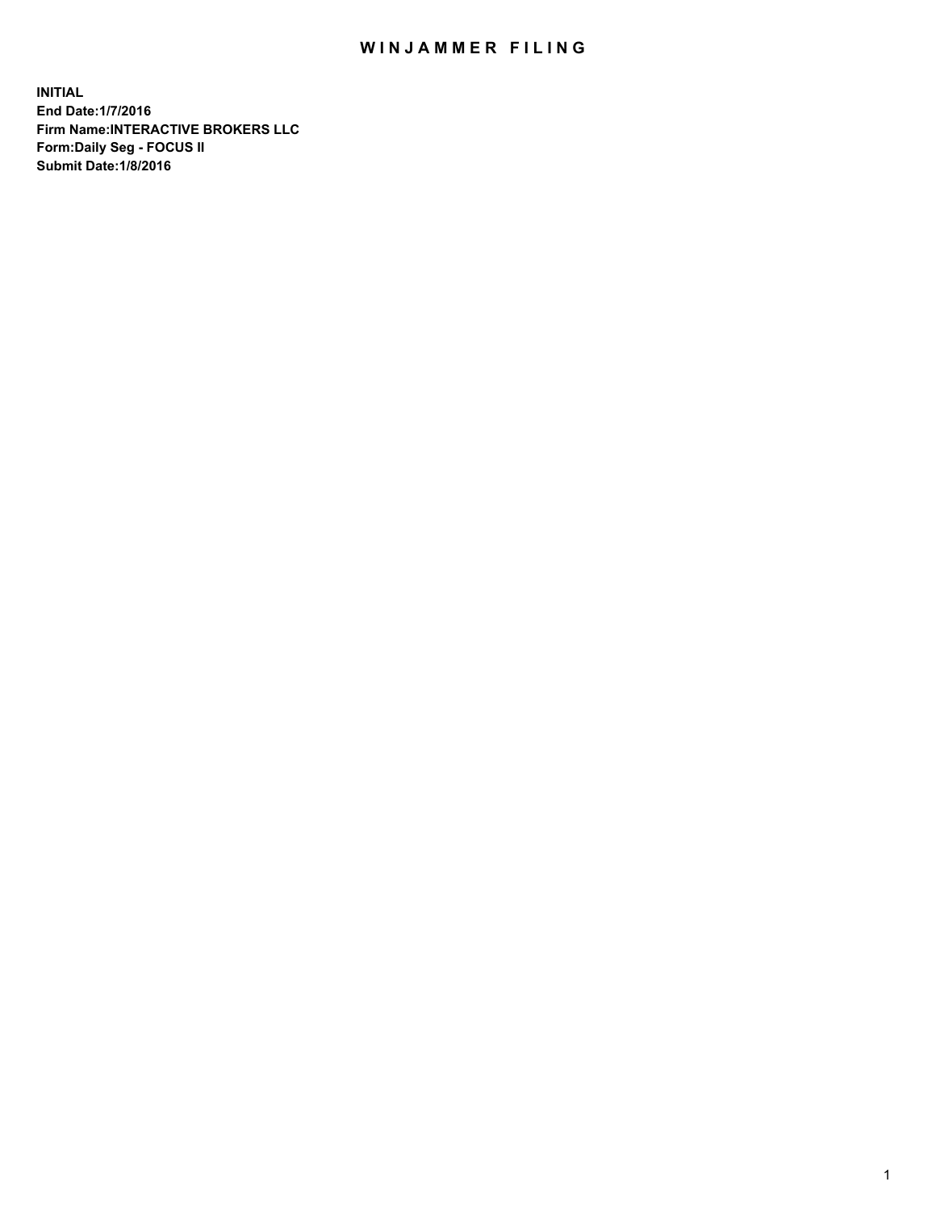# WINJAMMER FILING

**INITIAL**
**End Date:1/7/2016**
**Firm Name:INTERACTIVE BROKERS LLC**
**Form:Daily Seg - FOCUS II**
**Submit Date:1/8/2016**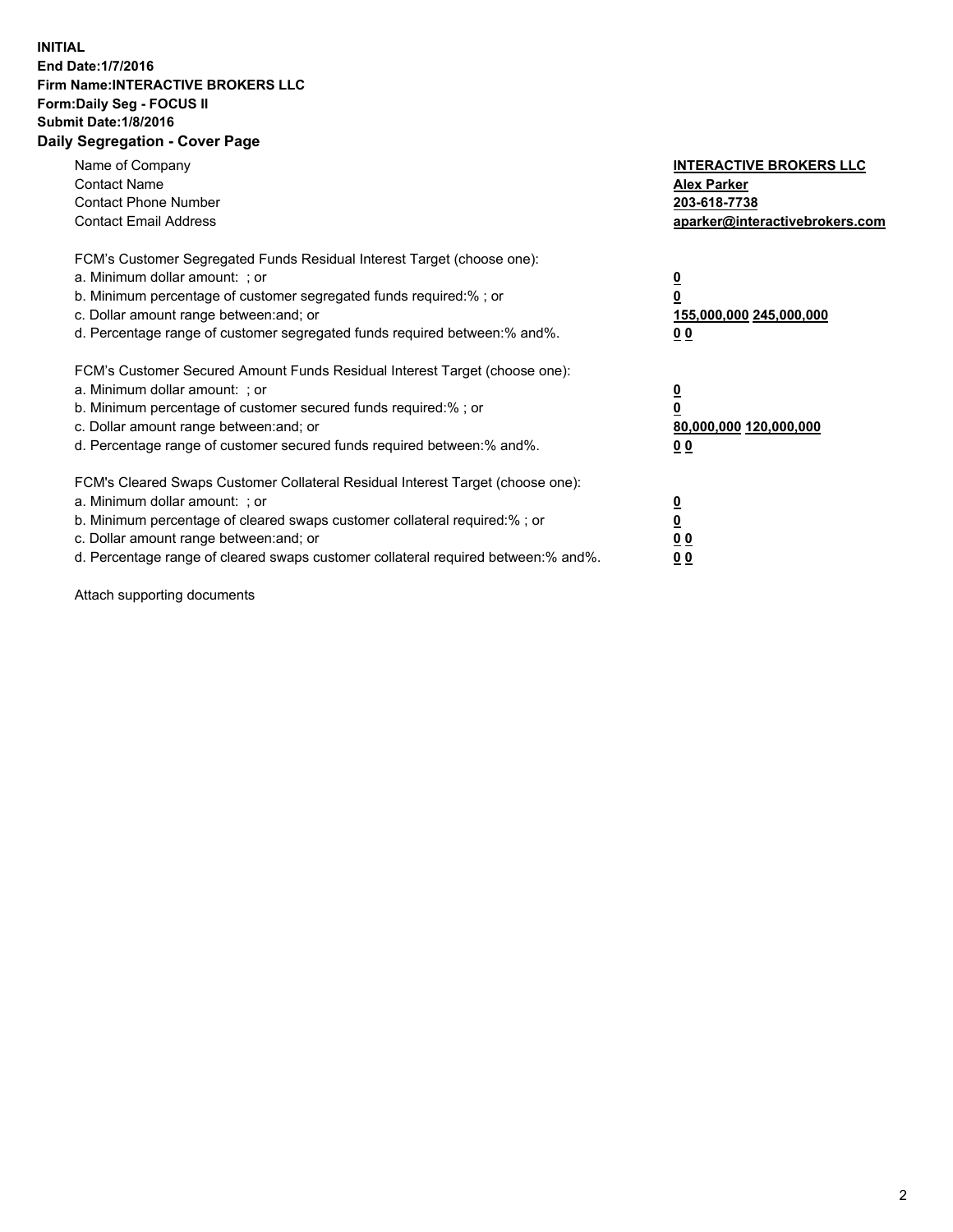**INITIAL**
**End Date:1/7/2016**
**Firm Name:INTERACTIVE BROKERS LLC**
**Form:Daily Seg - FOCUS II**
**Submit Date:1/8/2016**

**Daily Segregation - Cover Page**

| | |
|---|---|
| Name of Company | **INTERACTIVE BROKERS LLC** |
| Contact Name | **Alex Parker** |
| Contact Phone Number | **203-618-7738** |
| Contact Email Address | **aparker@interactivebrokers.com** |

FCM's Customer Segregated Funds Residual Interest Target (choose one):

| | |
|---|---|
| a. Minimum dollar amount: ; or | **0** |
| b. Minimum percentage of customer segregated funds required:% ; or | **0** |
| c. Dollar amount range between:and; or | **155,000,000 245,000,000** |
| d. Percentage range of customer segregated funds required between:% and%. | **0 0** |

FCM's Customer Secured Amount Funds Residual Interest Target (choose one):

| | |
|---|---|
| a. Minimum dollar amount: ; or | **0** |
| b. Minimum percentage of customer secured funds required:% ; or | **0** |
| c. Dollar amount range between:and; or | **80,000,000 120,000,000** |
| d. Percentage range of customer secured funds required between:% and%. | **0 0** |

FCM's Cleared Swaps Customer Collateral Residual Interest Target (choose one):

| | |
|---|---|
| a. Minimum dollar amount: ; or | **0** |
| b. Minimum percentage of cleared swaps customer collateral required:% ; or | **0** |
| c. Dollar amount range between:and; or | **0 0** |
| d. Percentage range of cleared swaps customer collateral required between:% and%. | **0 0** |

Attach supporting documents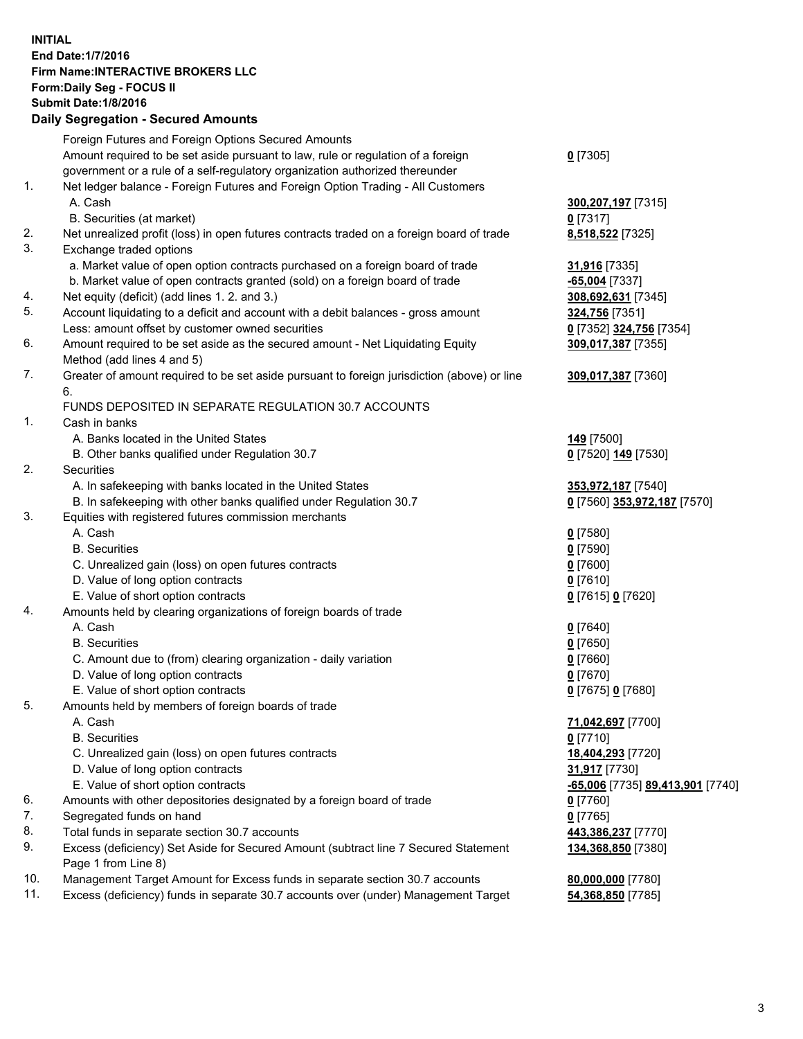**INITIAL**
**End Date:1/7/2016**
**Firm Name:INTERACTIVE BROKERS LLC**
**Form:Daily Seg - FOCUS II**
**Submit Date:1/8/2016**

## Daily Segregation - Secured Amounts

| | | |
|---|---|---|
| | Foreign Futures and Foreign Options Secured Amounts | |
| | Amount required to be set aside pursuant to law, rule or regulation of a foreign government or a rule of a self-regulatory organization authorized thereunder | **0** [7305] |
| 1. | Net ledger balance - Foreign Futures and Foreign Option Trading - All Customers | |
| | A. Cash | **300,207,197** [7315] |
| | B. Securities (at market) | **0** [7317] |
| 2. | Net unrealized profit (loss) in open futures contracts traded on a foreign board of trade | **8,518,522** [7325] |
| 3. | Exchange traded options | |
| | a. Market value of open option contracts purchased on a foreign board of trade | **31,916** [7335] |
| | b. Market value of open contracts granted (sold) on a foreign board of trade | **-65,004** [7337] |
| 4. | Net equity (deficit) (add lines 1. 2. and 3.) | **308,692,631** [7345] |
| 5. | Account liquidating to a deficit and account with a debit balances - gross amount | **324,756** [7351] |
| | Less: amount offset by customer owned securities | **0** [7352] **324,756** [7354] |
| 6. | Amount required to be set aside as the secured amount - Net Liquidating Equity Method (add lines 4 and 5) | **309,017,387** [7355] |
| 7. | Greater of amount required to be set aside pursuant to foreign jurisdiction (above) or line 6. | **309,017,387** [7360] |
| | FUNDS DEPOSITED IN SEPARATE REGULATION 30.7 ACCOUNTS | |
| 1. | Cash in banks | |
| | A. Banks located in the United States | **149** [7500] |
| | B. Other banks qualified under Regulation 30.7 | **0** [7520] **149** [7530] |
| 2. | Securities | |
| | A. In safekeeping with banks located in the United States | **353,972,187** [7540] |
| | B. In safekeeping with other banks qualified under Regulation 30.7 | **0** [7560] **353,972,187** [7570] |
| 3. | Equities with registered futures commission merchants | |
| | A. Cash | **0** [7580] |
| | B. Securities | **0** [7590] |
| | C. Unrealized gain (loss) on open futures contracts | **0** [7600] |
| | D. Value of long option contracts | **0** [7610] |
| | E. Value of short option contracts | **0** [7615] **0** [7620] |
| 4. | Amounts held by clearing organizations of foreign boards of trade | |
| | A. Cash | **0** [7640] |
| | B. Securities | **0** [7650] |
| | C. Amount due to (from) clearing organization - daily variation | **0** [7660] |
| | D. Value of long option contracts | **0** [7670] |
| | E. Value of short option contracts | **0** [7675] **0** [7680] |
| 5. | Amounts held by members of foreign boards of trade | |
| | A. Cash | **71,042,697** [7700] |
| | B. Securities | **0** [7710] |
| | C. Unrealized gain (loss) on open futures contracts | **18,404,293** [7720] |
| | D. Value of long option contracts | **31,917** [7730] |
| | E. Value of short option contracts | **-65,006** [7735] **89,413,901** [7740] |
| 6. | Amounts with other depositories designated by a foreign board of trade | **0** [7760] |
| 7. | Segregated funds on hand | **0** [7765] |
| 8. | Total funds in separate section 30.7 accounts | **443,386,237** [7770] |
| 9. | Excess (deficiency) Set Aside for Secured Amount (subtract line 7 Secured Statement Page 1 from Line 8) | **134,368,850** [7380] |
| 10. | Management Target Amount for Excess funds in separate section 30.7 accounts | **80,000,000** [7780] |
| 11. | Excess (deficiency) funds in separate 30.7 accounts over (under) Management Target | **54,368,850** [7785] |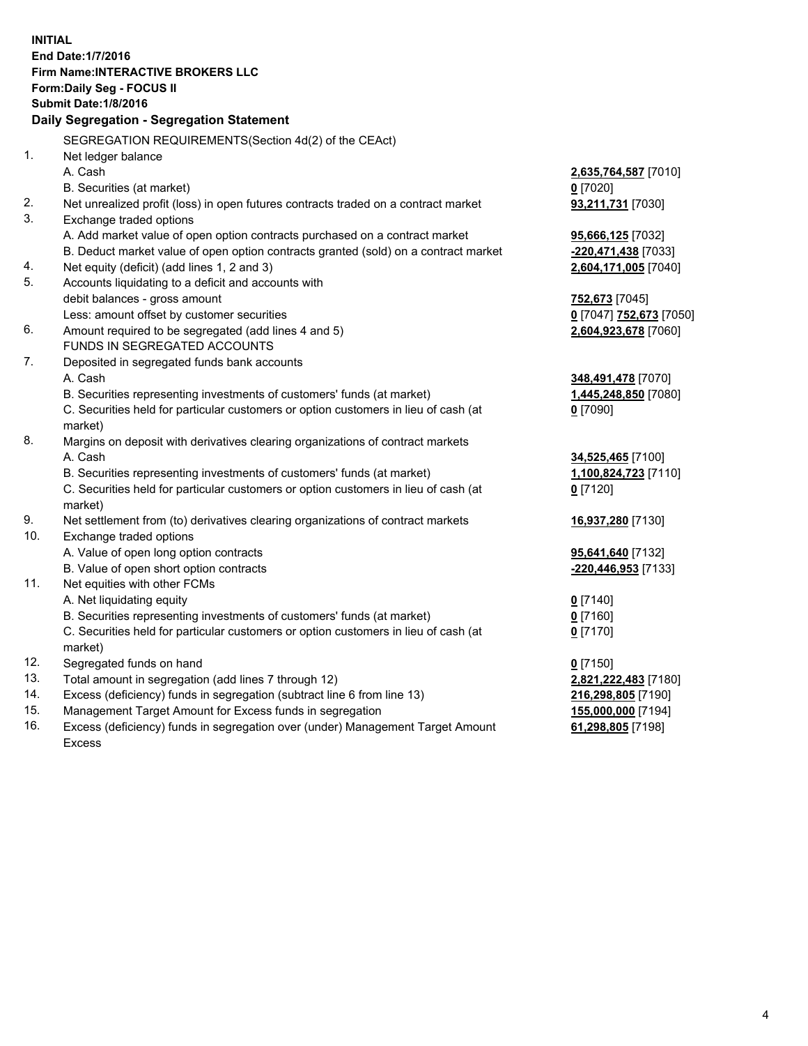**INITIAL**
**End Date:1/7/2016**
**Firm Name:INTERACTIVE BROKERS LLC**
**Form:Daily Seg - FOCUS II**
**Submit Date:1/8/2016**

## Daily Segregation - Segregation Statement

| | | |
|---|---|---|
| | SEGREGATION REQUIREMENTS(Section 4d(2) of the CEAct) | |
| 1. | Net ledger balance | |
| | A. Cash | **2,635,764,587** [7010] |
| | B. Securities (at market) | **0** [7020] |
| 2. | Net unrealized profit (loss) in open futures contracts traded on a contract market | **93,211,731** [7030] |
| 3. | Exchange traded options | |
| | A. Add market value of open option contracts purchased on a contract market | **95,666,125** [7032] |
| | B. Deduct market value of open option contracts granted (sold) on a contract market | **-220,471,438** [7033] |
| 4. | Net equity (deficit) (add lines 1, 2 and 3) | **2,604,171,005** [7040] |
| 5. | Accounts liquidating to a deficit and accounts with | |
| | debit balances - gross amount | **752,673** [7045] |
| | Less: amount offset by customer securities | **0** [7047] **752,673** [7050] |
| 6. | Amount required to be segregated (add lines 4 and 5) | **2,604,923,678** [7060] |
| | FUNDS IN SEGREGATED ACCOUNTS | |
| 7. | Deposited in segregated funds bank accounts | |
| | A. Cash | **348,491,478** [7070] |
| | B. Securities representing investments of customers' funds (at market) | **1,445,248,850** [7080] |
| | C. Securities held for particular customers or option customers in lieu of cash (at market) | **0** [7090] |
| 8. | Margins on deposit with derivatives clearing organizations of contract markets | |
| | A. Cash | **34,525,465** [7100] |
| | B. Securities representing investments of customers' funds (at market) | **1,100,824,723** [7110] |
| | C. Securities held for particular customers or option customers in lieu of cash (at market) | **0** [7120] |
| 9. | Net settlement from (to) derivatives clearing organizations of contract markets | **16,937,280** [7130] |
| 10. | Exchange traded options | |
| | A. Value of open long option contracts | **95,641,640** [7132] |
| | B. Value of open short option contracts | **-220,446,953** [7133] |
| 11. | Net equities with other FCMs | |
| | A. Net liquidating equity | **0** [7140] |
| | B. Securities representing investments of customers' funds (at market) | **0** [7160] |
| | C. Securities held for particular customers or option customers in lieu of cash (at market) | **0** [7170] |
| 12. | Segregated funds on hand | **0** [7150] |
| 13. | Total amount in segregation (add lines 7 through 12) | **2,821,222,483** [7180] |
| 14. | Excess (deficiency) funds in segregation (subtract line 6 from line 13) | **216,298,805** [7190] |
| 15. | Management Target Amount for Excess funds in segregation | **155,000,000** [7194] |
| 16. | Excess (deficiency) funds in segregation over (under) Management Target Amount Excess | **61,298,805** [7198] |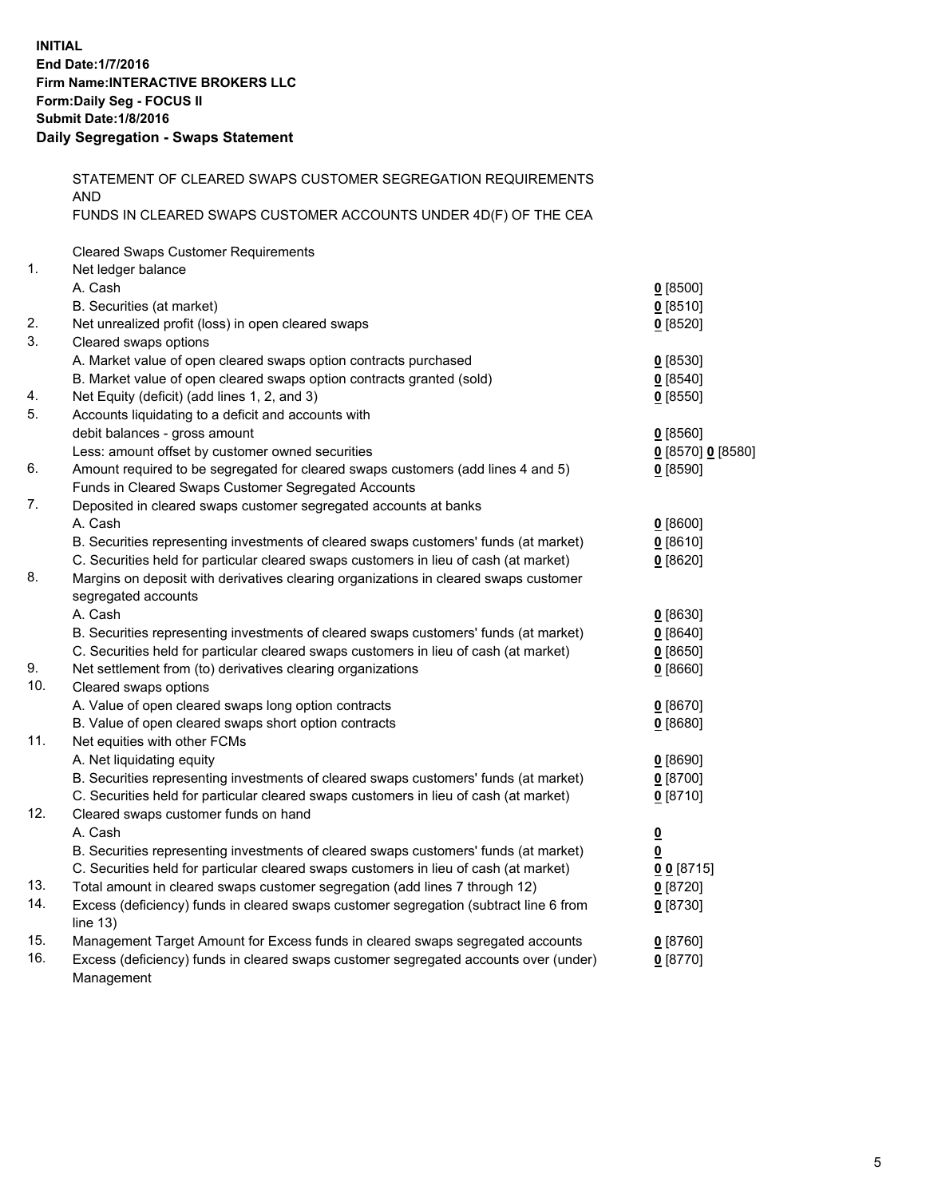**INITIAL**
**End Date:1/7/2016**
**Firm Name:INTERACTIVE BROKERS LLC**
**Form:Daily Seg - FOCUS II**
**Submit Date:1/8/2016**
**Daily Segregation - Swaps Statement**

STATEMENT OF CLEARED SWAPS CUSTOMER SEGREGATION REQUIREMENTS AND FUNDS IN CLEARED SWAPS CUSTOMER ACCOUNTS UNDER 4D(F) OF THE CEA

| | | |
|---|---|---|
| | Cleared Swaps Customer Requirements | |
| 1. | Net ledger balance | |
| | A. Cash | 0 [8500] |
| | B. Securities (at market) | 0 [8510] |
| 2. | Net unrealized profit (loss) in open cleared swaps | 0 [8520] |
| 3. | Cleared swaps options | |
| | A. Market value of open cleared swaps option contracts purchased | 0 [8530] |
| | B. Market value of open cleared swaps option contracts granted (sold) | 0 [8540] |
| 4. | Net Equity (deficit) (add lines 1, 2, and 3) | 0 [8550] |
| 5. | Accounts liquidating to a deficit and accounts with debit balances - gross amount | 0 [8560] |
| | Less: amount offset by customer owned securities | 0 [8570] 0 [8580] |
| 6. | Amount required to be segregated for cleared swaps customers (add lines 4 and 5) | 0 [8590] |
| | Funds in Cleared Swaps Customer Segregated Accounts | |
| 7. | Deposited in cleared swaps customer segregated accounts at banks | |
| | A. Cash | 0 [8600] |
| | B. Securities representing investments of cleared swaps customers' funds (at market) | 0 [8610] |
| | C. Securities held for particular cleared swaps customers in lieu of cash (at market) | 0 [8620] |
| 8. | Margins on deposit with derivatives clearing organizations in cleared swaps customer segregated accounts | |
| | A. Cash | 0 [8630] |
| | B. Securities representing investments of cleared swaps customers' funds (at market) | 0 [8640] |
| | C. Securities held for particular cleared swaps customers in lieu of cash (at market) | 0 [8650] |
| 9. | Net settlement from (to) derivatives clearing organizations | 0 [8660] |
| 10. | Cleared swaps options | |
| | A. Value of open cleared swaps long option contracts | 0 [8670] |
| | B. Value of open cleared swaps short option contracts | 0 [8680] |
| 11. | Net equities with other FCMs | |
| | A. Net liquidating equity | 0 [8690] |
| | B. Securities representing investments of cleared swaps customers' funds (at market) | 0 [8700] |
| | C. Securities held for particular cleared swaps customers in lieu of cash (at market) | 0 [8710] |
| 12. | Cleared swaps customer funds on hand | |
| | A. Cash | 0 |
| | B. Securities representing investments of cleared swaps customers' funds (at market) | 0 |
| | C. Securities held for particular cleared swaps customers in lieu of cash (at market) | 0 0 [8715] |
| 13. | Total amount in cleared swaps customer segregation (add lines 7 through 12) | 0 [8720] |
| 14. | Excess (deficiency) funds in cleared swaps customer segregation (subtract line 6 from line 13) | 0 [8730] |
| 15. | Management Target Amount for Excess funds in cleared swaps segregated accounts | 0 [8760] |
| 16. | Excess (deficiency) funds in cleared swaps customer segregated accounts over (under) Management | 0 [8770] |